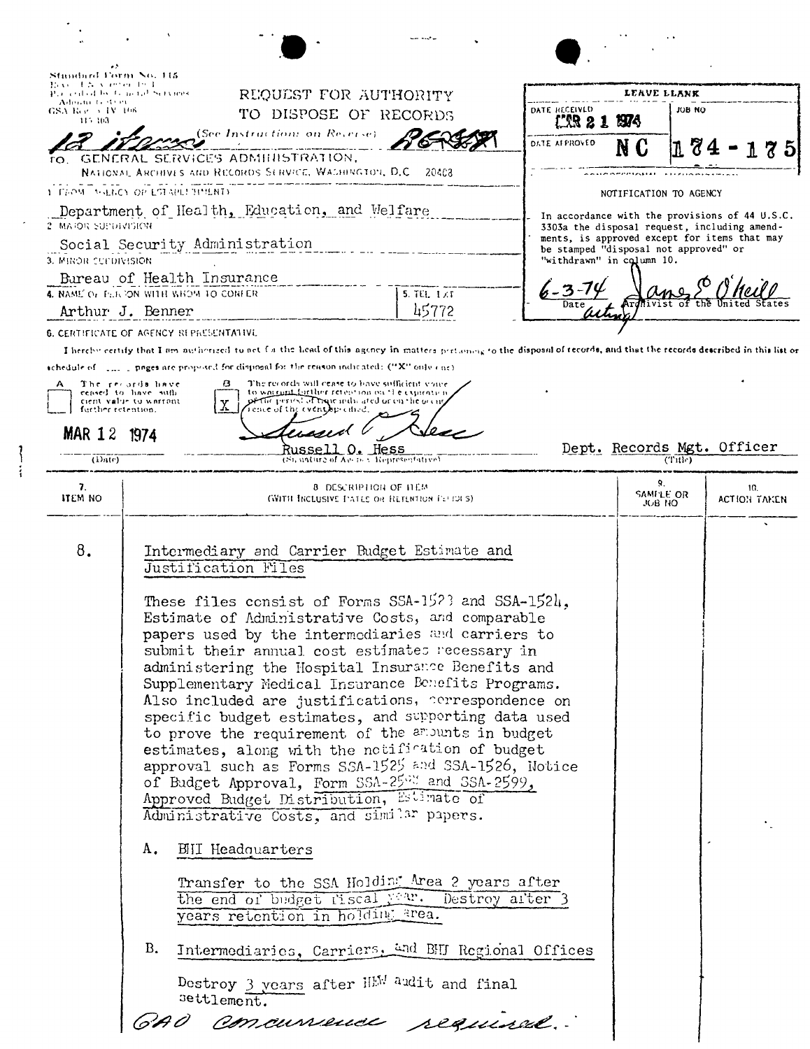Standard Form No. 115
Rev. 1 & ... 19...
Prescribed by General Services Administration
GSA Reg. 3 IV 106
115-103

# REQUEST FOR AUTHORITY TO DISPOSE OF RECORDS

(See Instructions on Reverse)

*12 items*

TO: GENERAL SERVICES ADMINISTRATION, NATIONAL ARCHIVES AND RECORDS SERVICE, WASHINGTON, D.C. 20408

| LEAVE BLANK | |
|---|---|
| DATE RECEIVED: MAR 21 1974 | JOB NO |
| DATE APPROVED: NC | 174-175 |

NOTIFICATION TO AGENCY

In accordance with the provisions of 44 U.S.C. 3303a the disposal request, including amendments, is approved except for items that may be stamped "disposal not approved" or "withdrawn" in column 10.

6-3-74 — *James E. O'Neill* (acting)
Date — Archivist of the United States

1. FROM (AGENCY OR ESTABLISHMENT): Department of Health, Education, and Welfare
2. MAJOR SUBDIVISION: Social Security Administration
3. MINOR SUBDIVISION: Bureau of Health Insurance
4. NAME OF PERSON WITH WHOM TO CONFER: Arthur J. Benner
5. TEL EXT: 45772

6. CERTIFICATE OF AGENCY REPRESENTATIVE

I hereby certify that I am authorized to act for the head of this agency in matters pertaining to the disposal of records, and that the records described in this list or schedule of ____ pages are proposed for disposal for the reason indicated: ("X" only one)

A [ ] The records have ceased to have sufficient value to warrant further retention.

B [X] The records will cease to have sufficient value to warrant further retention on the expiration of the period of time indicated or on the occurrence of the event specified.

MAR 12 1974 (Date) — Russell O. Hess (Signature of Agency Representative) — Dept. Records Mgt. Officer (Title)

| 7. ITEM NO | 8. DESCRIPTION OF ITEM (WITH INCLUSIVE DATES OR RETENTION PERIODS) | 9. SAMPLE OR JOB NO | 10. ACTION TAKEN |
|---|---|---|---|
| 8. | Intermediary and Carrier Budget Estimate and Justification Files<br><br>These files consist of Forms SSA-1523 and SSA-1524, Estimate of Administrative Costs, and comparable papers used by the intermediaries and carriers to submit their annual cost estimates necessary in administering the Hospital Insurance Benefits and Supplementary Medical Insurance Benefits Programs. Also included are justifications, correspondence on specific budget estimates, and supporting data used to prove the requirement of the amounts in budget estimates, along with the notification of budget approval such as Forms SSA-1525 and SSA-1526, Notice of Budget Approval, Form SSA-2598 and SSA-2599, Approved Budget Distribution, Estimate of Administrative Costs, and similar papers.<br><br>A. BHI Headquarters<br><br>Transfer to the SSA Holding Area 2 years after the end of budget fiscal year. Destroy after 3 years retention in holding area.<br><br>B. Intermediaries, Carriers, and BHI Regional Offices<br><br>Destroy 3 years after HEW audit and final settlement.<br><br>*GAO concurrence required.* | | |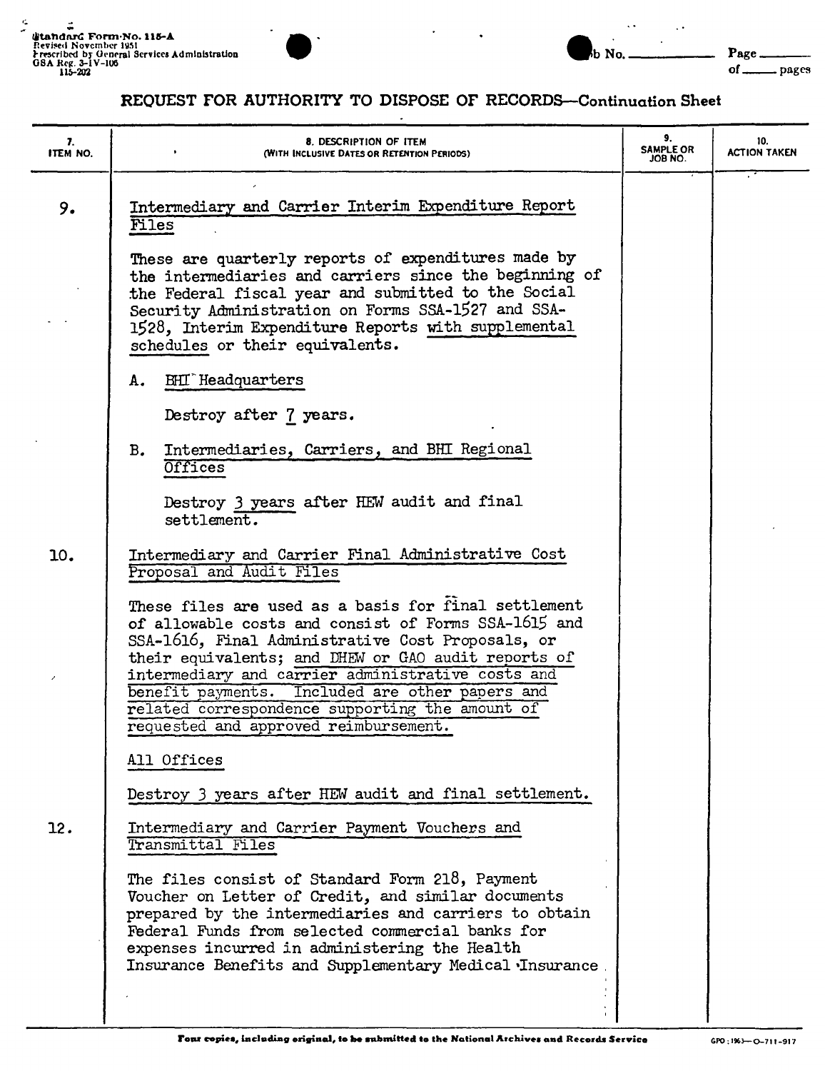Standard Form No. 115-A
Revised November 1951
Prescribed by General Services Administration
GSA Reg. 3-IV-106
115-202

Job No. ______ Page ______ of ______ pages

# REQUEST FOR AUTHORITY TO DISPOSE OF RECORDS—Continuation Sheet

| 7. ITEM NO. | 8. DESCRIPTION OF ITEM (WITH INCLUSIVE DATES OR RETENTION PERIODS) | 9. SAMPLE OR JOB NO. | 10. ACTION TAKEN |
|---|---|---|---|
| 9. | Intermediary and Carrier Interim Expenditure Report Files<br><br>These are quarterly reports of expenditures made by the intermediaries and carriers since the beginning of the Federal fiscal year and submitted to the Social Security Administration on Forms SSA-1527 and SSA-1528, Interim Expenditure Reports with supplemental schedules or their equivalents.<br><br>A. BHI Headquarters<br><br>Destroy after 7 years.<br><br>B. Intermediaries, Carriers, and BHI Regional Offices<br><br>Destroy 3 years after HEW audit and final settlement. | | |
| 10. | Intermediary and Carrier Final Administrative Cost Proposal and Audit Files<br><br>These files are used as a basis for final settlement of allowable costs and consist of Forms SSA-1615 and SSA-1616, Final Administrative Cost Proposals, or their equivalents; and DHEW or GAO audit reports of intermediary and carrier administrative costs and benefit payments. Included are other papers and related correspondence supporting the amount of requested and approved reimbursement.<br><br>All Offices<br><br>Destroy 3 years after HEW audit and final settlement. | | |
| 12. | Intermediary and Carrier Payment Vouchers and Transmittal Files<br><br>The files consist of Standard Form 218, Payment Voucher on Letter of Credit, and similar documents prepared by the intermediaries and carriers to obtain Federal Funds from selected commercial banks for expenses incurred in administering the Health Insurance Benefits and Supplementary Medical Insurance | | |

Four copies, including original, to be submitted to the National Archives and Records Service

GPO : 1963—O-711-917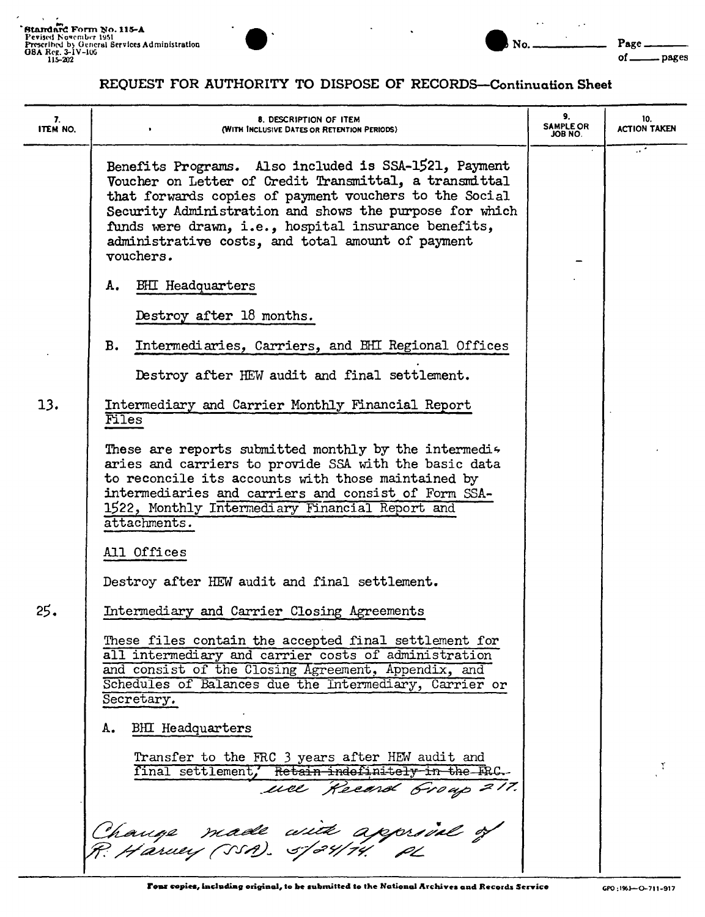Standard Form No. 115-A
Revised November 1951
Prescribed by General Services Administration
GSA Reg. 3-IV-106
115-202

No. ______ Page ______ of ______ pages

## REQUEST FOR AUTHORITY TO DISPOSE OF RECORDS—Continuation Sheet

| 7. ITEM NO. | 8. DESCRIPTION OF ITEM (WITH INCLUSIVE DATES OR RETENTION PERIODS) | 9. SAMPLE OR JOB NO. | 10. ACTION TAKEN |
|---|---|---|---|
| | Benefits Programs. Also included is SSA-1521, Payment Voucher on Letter of Credit Transmittal, a transmittal that forwards copies of payment vouchers to the Social Security Administration and shows the purpose for which funds were drawn, i.e., hospital insurance benefits, administrative costs, and total amount of payment vouchers. | | |
| | A. BHI Headquarters | | |
| | Destroy after 18 months. | | |
| | B. Intermediaries, Carriers, and BHI Regional Offices | | |
| | Destroy after HEW audit and final settlement. | | |
| 13. | Intermediary and Carrier Monthly Financial Report Files | | |
| | These are reports submitted monthly by the intermediaries and carriers to provide SSA with the basic data to reconcile its accounts with those maintained by intermediaries and carriers and consist of Form SSA-1522, Monthly Intermediary Financial Report and attachments. | | |
| | All Offices | | |
| | Destroy after HEW audit and final settlement. | | |
| 25. | Intermediary and Carrier Closing Agreements | | |
| | These files contain the accepted final settlement for all intermediary and carrier costs of administration and consist of the Closing Agreement, Appendix, and Schedules of Balances due the Intermediary, Carrier or Secretary. | | |
| | A. BHI Headquarters | | |
| | Transfer to the FRC 3 years after HEW audit and final settlement. ~~Retain indefinitely in the FRC.~~ use Record Group 217. | | |
| | Change made with approval of R. Harvey (SSA). 5/24/74. PL | | |

Four copies, including original, to be submitted to the National Archives and Records Service

GPO : 1963—O-711-917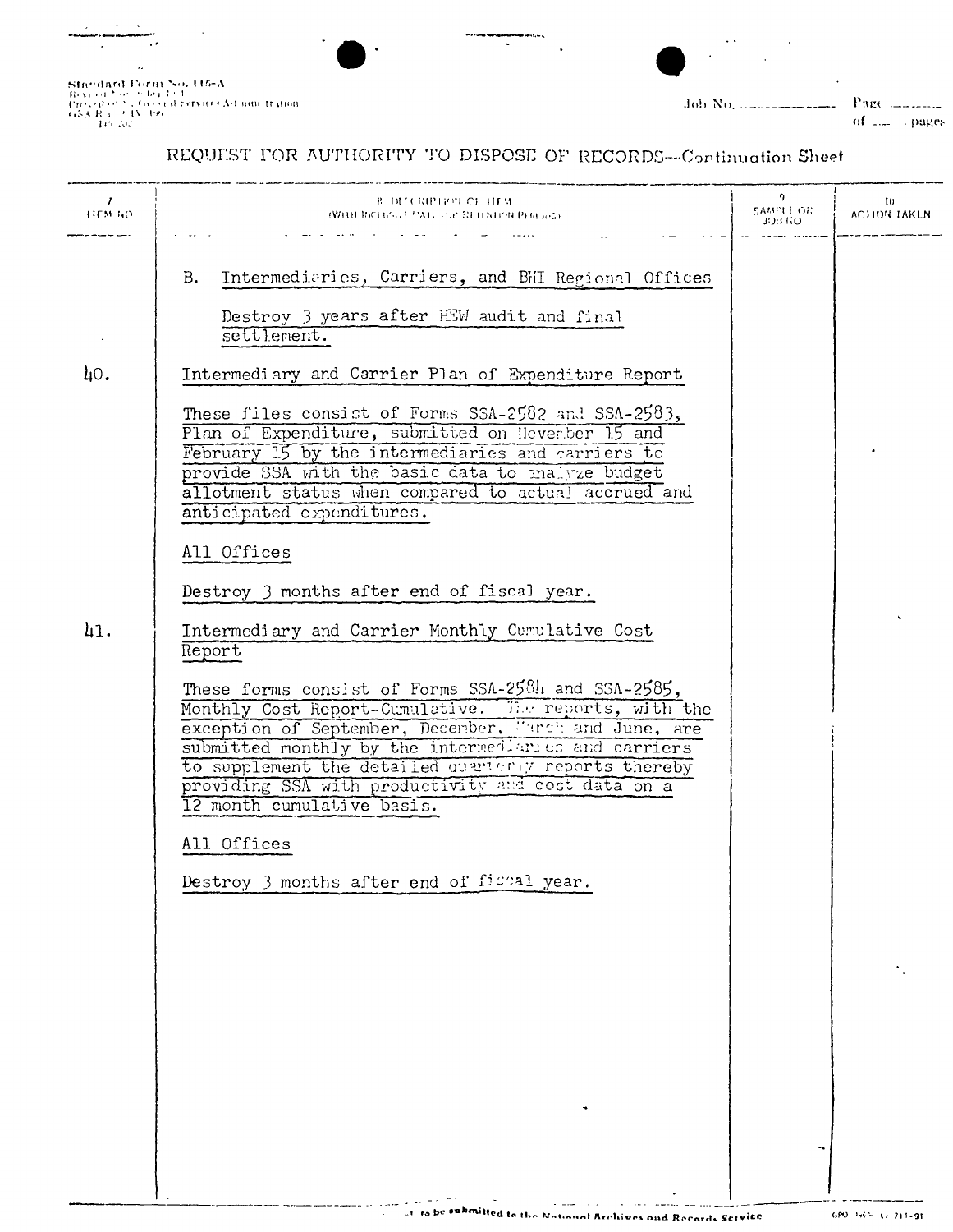Standard Form No. 115-A
Revised November 1951
Prescribed by General Services Administration
GSA Reg. 3-IV-106
115-202

Job No. ________ Page ______ of ______ pages

# REQUEST FOR AUTHORITY TO DISPOSE OF RECORDS—Continuation Sheet

| 7. ITEM NO. | 8. DESCRIPTION OF ITEM (With Inclusive Dates or Retention Periods) | 9. SAMPLE OR JOB NO. | 10. ACTION TAKEN |
|---|---|---|---|
| | B. Intermediaries, Carriers, and BHI Regional Offices<br><br>Destroy 3 years after HEW audit and final settlement. | | |
| 40. | Intermediary and Carrier Plan of Expenditure Report<br><br>These files consist of Forms SSA-2582 and SSA-2583, Plan of Expenditure, submitted on November 15 and February 15 by the intermediaries and carriers to provide SSA with the basic data to analyze budget allotment status when compared to actual accrued and anticipated expenditures.<br><br>All Offices<br><br>Destroy 3 months after end of fiscal year. | | |
| 41. | Intermediary and Carrier Monthly Cumulative Cost Report<br><br>These forms consist of Forms SSA-2584 and SSA-2585, Monthly Cost Report-Cumulative. The reports, with the exception of September, December, March and June, are submitted monthly by the intermediaries and carriers to supplement the detailed quarterly reports thereby providing SSA with productivity and cost data on a 12 month cumulative basis.<br><br>All Offices<br><br>Destroy 3 months after end of fiscal year. | | |

... to be submitted to the National Archives and Records Service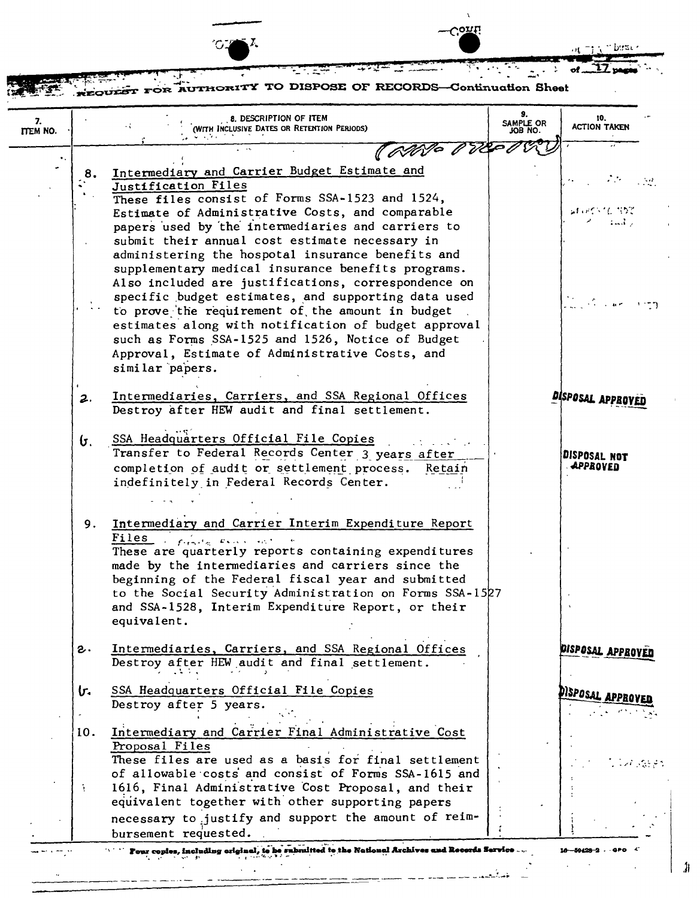## REQUEST FOR AUTHORITY TO DISPOSE OF RECORDS—Continuation Sheet

| 7. ITEM NO. | 8. DESCRIPTION OF ITEM (WITH INCLUSIVE DATES OR RETENTION PERIODS) | 9. SAMPLE OR JOB NO. | 10. ACTION TAKEN |
|---|---|---|---|
| 8. | **Intermediary and Carrier Budget Estimate and Justification Files** These files consist of Forms SSA-1523 and 1524, Estimate of Administrative Costs, and comparable papers used by the intermediaries and carriers to submit their annual cost estimate necessary in administering the hospotal insurance benefits and supplementary medical insurance benefits programs. Also included are justifications, correspondence on specific budget estimates, and supporting data used to prove the requirement of the amount in budget estimates along with notification of budget approval such as Forms SSA-1525 and 1526, Notice of Budget Approval, Estimate of Administrative Costs, and similar papers. | | |
| a. | Intermediaries, Carriers, and SSA Regional Offices Destroy after HEW audit and final settlement. | | DISPOSAL APPROVED |
| b. | SSA Headquarters Official File Copies Transfer to Federal Records Center 3 years after completion of audit or settlement process. Retain indefinitely in Federal Records Center. | | DISPOSAL NOT APPROVED |
| 9. | **Intermediary and Carrier Interim Expenditure Report Files** These are quarterly reports containing expenditures made by the intermediaries and carriers since the beginning of the Federal fiscal year and submitted to the Social Security Administration on Forms SSA-1527 and SSA-1528, Interim Expenditure Report, or their equivalent. | | |
| a. | Intermediaries, Carriers, and SSA Regional Offices Destroy after HEW audit and final settlement. | | DISPOSAL APPROVED |
| b. | SSA Headquarters Official File Copies Destroy after 5 years. | | DISPOSAL APPROVED |
| 10. | **Intermediary and Carrier Final Administrative Cost Proposal Files** These files are used as a basis for final settlement of allowable costs and consist of Forms SSA-1615 and 1616, Final Administrative Cost Proposal, and their equivalent together with other supporting papers necessary to justify and support the amount of reimbursement requested. | | |

Four copies, including original, to be submitted to the National Archives and Records Service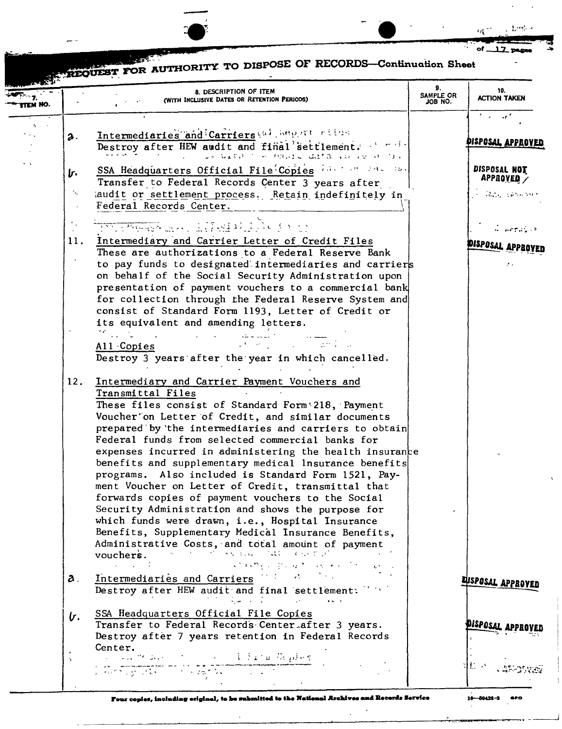# REQUEST FOR AUTHORITY TO DISPOSE OF RECORDS—Continuation Sheet

| 7. ITEM NO. | 8. DESCRIPTION OF ITEM (WITH INCLUSIVE DATES OR RETENTION PERIODS) | 9. SAMPLE OR JOB NO. | 10. ACTION TAKEN |
|---|---|---|---|
| a. | Intermediaries and Carriers<br>Destroy after HEW audit and final settlement. | | DISPOSAL APPROVED |
| b. | SSA Headquarters Official File Copies<br>Transfer to Federal Records Center 3 years after audit or settlement process. Retain indefinitely in Federal Records Center. | | DISPOSAL NOT APPROVED |
| 11. | Intermediary and Carrier Letter of Credit Files<br>These are authorizations to a Federal Reserve Bank to pay funds to designated intermediaries and carriers on behalf of the Social Security Administration upon presentation of payment vouchers to a commercial bank for collection through the Federal Reserve System and consist of Standard Form 1193, Letter of Credit or its equivalent and amending letters.<br><br>All Copies<br>Destroy 3 years after the year in which cancelled. | | DISPOSAL APPROVED |
| 12. | Intermediary and Carrier Payment Vouchers and Transmittal Files<br>These files consist of Standard Form 218, Payment Voucher on Letter of Credit, and similar documents prepared by the intermediaries and carriers to obtain Federal funds from selected commercial banks for expenses incurred in administering the health insurance benefits and supplementary medical insurance benefits programs. Also included is Standard Form 1521, Payment Voucher on Letter of Credit, transmittal that forwards copies of payment vouchers to the Social Security Administration and shows the purpose for which funds were drawn, i.e., Hospital Insurance Benefits, Supplementary Medical Insurance Benefits, Administrative Costs, and total amount of payment vouchers. | | |
| a. | Intermediaries and Carriers<br>Destroy after HEW audit and final settlement. | | DISPOSAL APPROVED |
| b. | SSA Headquarters Official File Copies<br>Transfer to Federal Records Center after 3 years. Destroy after 7 years retention in Federal Records Center. | | DISPOSAL APPROVED |

Four copies, including original, to be submitted to the National Archives and Records Service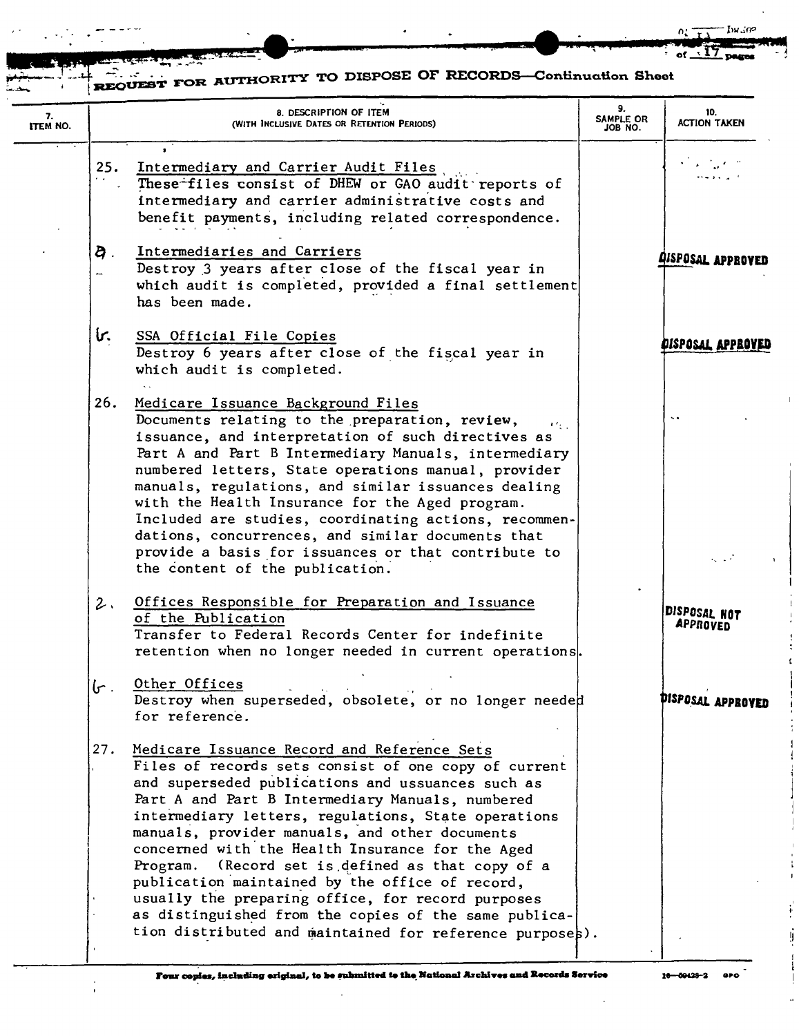## REQUEST FOR AUTHORITY TO DISPOSE OF RECORDS—Continuation Sheet

| 7. ITEM NO. | 8. DESCRIPTION OF ITEM (WITH INCLUSIVE DATES OR RETENTION PERIODS) | 9. SAMPLE OR JOB NO. | 10. ACTION TAKEN |
|---|---|---|---|
| | 25. Intermediary and Carrier Audit Files<br>These files consist of DHEW or GAO audit reports of intermediary and carrier administrative costs and benefit payments, including related correspondence. | | |
| | a. Intermediaries and Carriers<br>Destroy 3 years after close of the fiscal year in which audit is completed, provided a final settlement has been made. | | DISPOSAL APPROVED |
| | b. SSA Official File Copies<br>Destroy 6 years after close of the fiscal year in which audit is completed. | | DISPOSAL APPROVED |
| | 26. Medicare Issuance Background Files<br>Documents relating to the preparation, review, issuance, and interpretation of such directives as Part A and Part B Intermediary Manuals, intermediary numbered letters, State operations manual, provider manuals, regulations, and similar issuances dealing with the Health Insurance for the Aged program. Included are studies, coordinating actions, recommendations, concurrences, and similar documents that provide a basis for issuances or that contribute to the content of the publication. | | |
| | a. Offices Responsible for Preparation and Issuance of the Publication<br>Transfer to Federal Records Center for indefinite retention when no longer needed in current operations. | | DISPOSAL NOT APPROVED |
| | b. Other Offices<br>Destroy when superseded, obsolete, or no longer needed for reference. | | DISPOSAL APPROVED |
| | 27. Medicare Issuance Record and Reference Sets<br>Files of records sets consist of one copy of current and superseded publications and ussuances such as Part A and Part B Intermediary Manuals, numbered intermediary letters, regulations, State operations manuals, provider manuals, and other documents concerned with the Health Insurance for the Aged Program. (Record set is defined as that copy of a publication maintained by the office of record, usually the preparing office, for record purposes as distinguished from the copies of the same publication distributed and maintained for reference purposes). | | |

Four copies, including original, to be submitted to the National Archives and Records Service